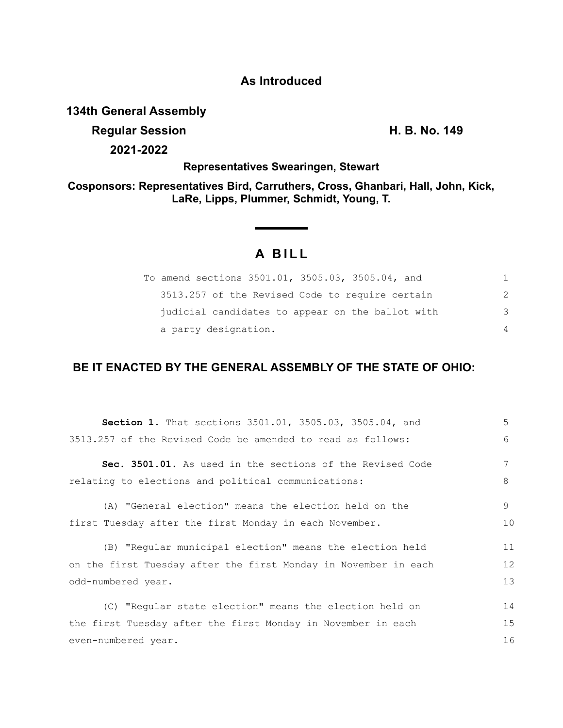**As Introduced**

**134th General Assembly**
**Regular Session** **H. B. No. 149**
**2021-2022**

**Representatives Swearingen, Stewart**

**Cosponsors: Representatives Bird, Carruthers, Cross, Ghanbari, Hall, John, Kick, LaRe, Lipps, Plummer, Schmidt, Young, T.**

# A BILL

To amend sections 3501.01, 3505.03, 3505.04, and 3513.257 of the Revised Code to require certain judicial candidates to appear on the ballot with a party designation.

**BE IT ENACTED BY THE GENERAL ASSEMBLY OF THE STATE OF OHIO:**

**Section 1.** That sections 3501.01, 3505.03, 3505.04, and 3513.257 of the Revised Code be amended to read as follows:

**Sec. 3501.01.** As used in the sections of the Revised Code relating to elections and political communications:

(A) "General election" means the election held on the first Tuesday after the first Monday in each November.

(B) "Regular municipal election" means the election held on the first Tuesday after the first Monday in November in each odd-numbered year.

(C) "Regular state election" means the election held on the first Tuesday after the first Monday in November in each even-numbered year.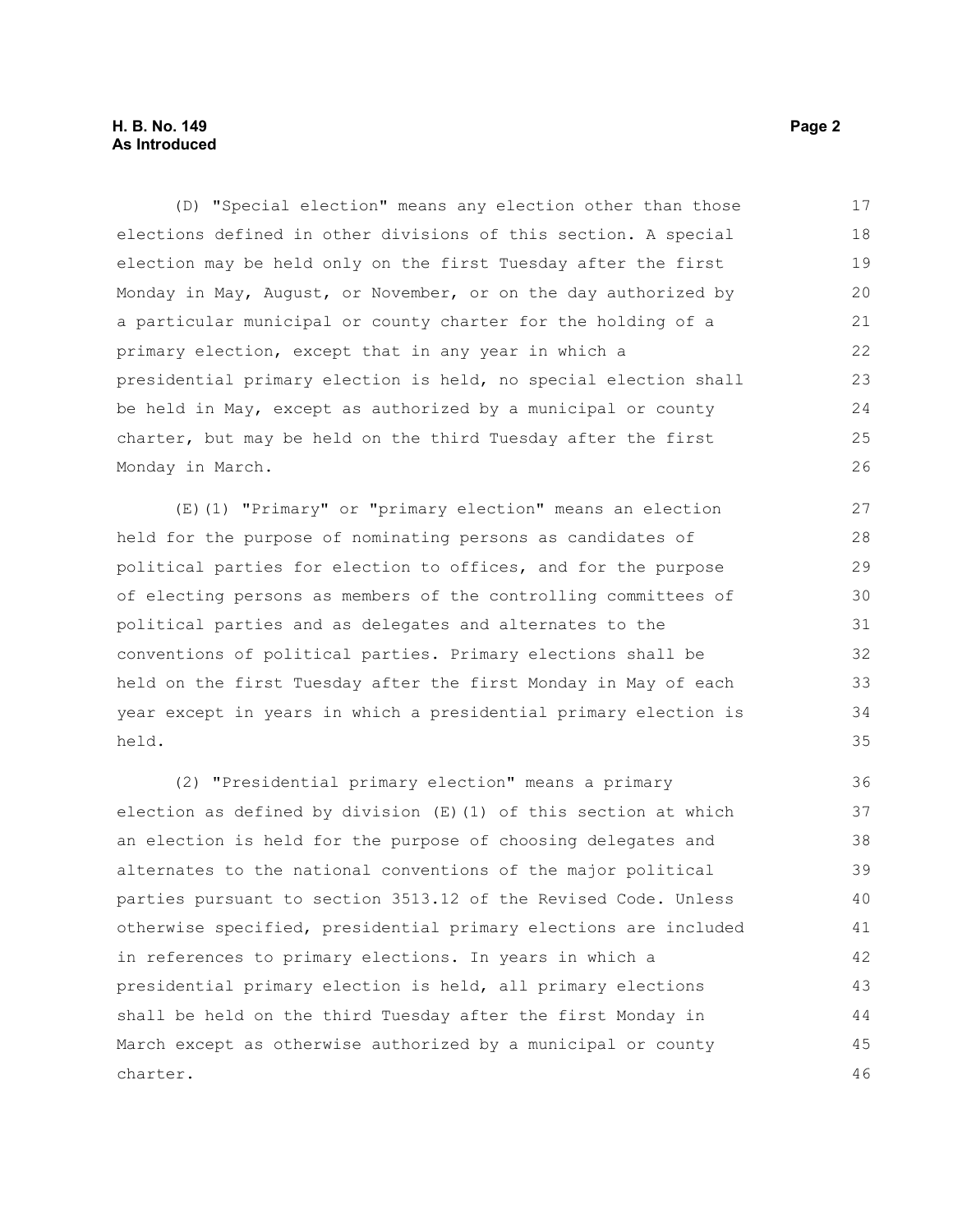(D) "Special election" means any election other than those elections defined in other divisions of this section. A special election may be held only on the first Tuesday after the first Monday in May, August, or November, or on the day authorized by a particular municipal or county charter for the holding of a primary election, except that in any year in which a presidential primary election is held, no special election shall be held in May, except as authorized by a municipal or county charter, but may be held on the third Tuesday after the first Monday in March.

(E)(1) "Primary" or "primary election" means an election held for the purpose of nominating persons as candidates of political parties for election to offices, and for the purpose of electing persons as members of the controlling committees of political parties and as delegates and alternates to the conventions of political parties. Primary elections shall be held on the first Tuesday after the first Monday in May of each year except in years in which a presidential primary election is held.

(2) "Presidential primary election" means a primary election as defined by division (E)(1) of this section at which an election is held for the purpose of choosing delegates and alternates to the national conventions of the major political parties pursuant to section 3513.12 of the Revised Code. Unless otherwise specified, presidential primary elections are included in references to primary elections. In years in which a presidential primary election is held, all primary elections shall be held on the third Tuesday after the first Monday in March except as otherwise authorized by a municipal or county charter.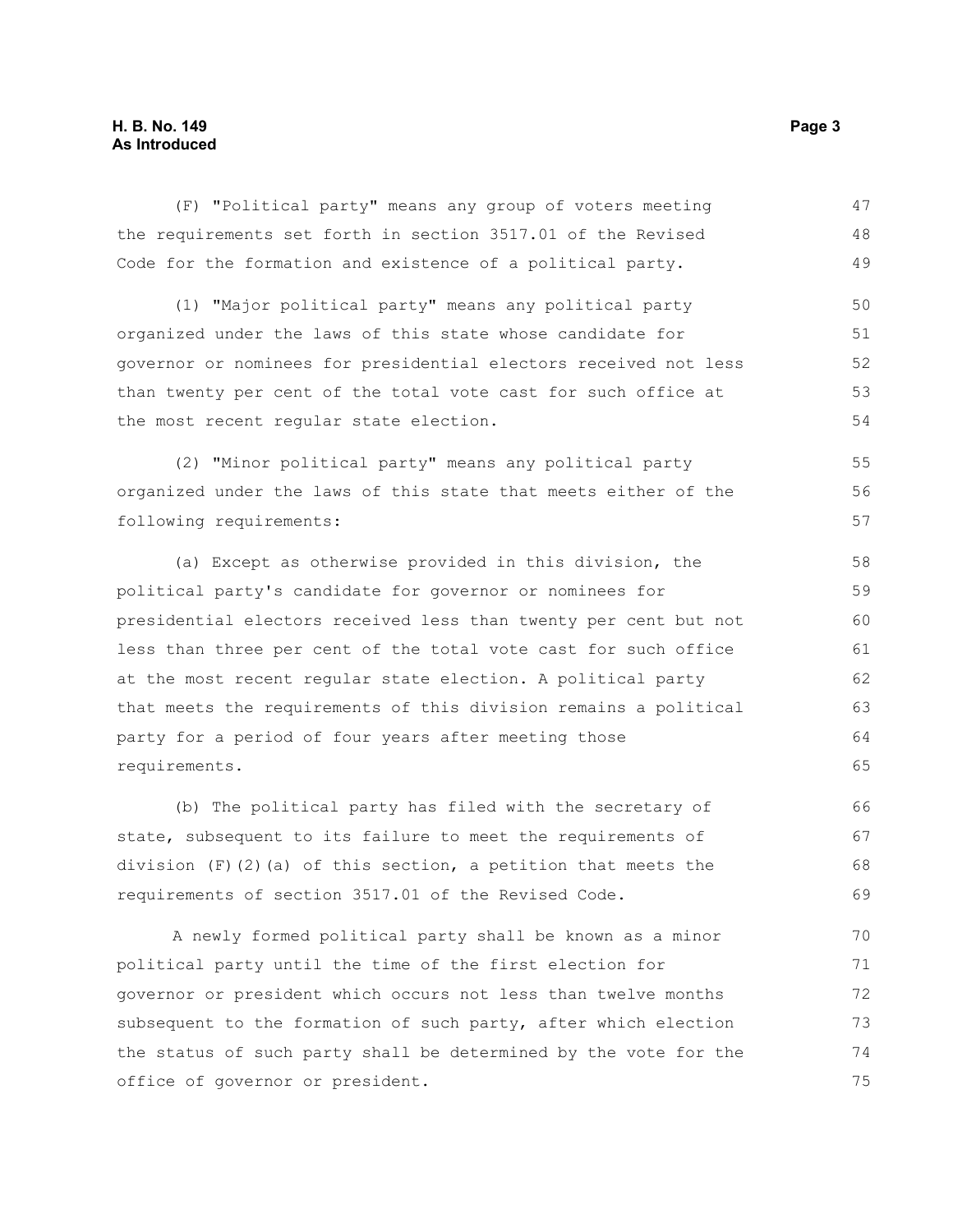(F) "Political party" means any group of voters meeting the requirements set forth in section 3517.01 of the Revised Code for the formation and existence of a political party.

(1) "Major political party" means any political party organized under the laws of this state whose candidate for governor or nominees for presidential electors received not less than twenty per cent of the total vote cast for such office at the most recent regular state election.

(2) "Minor political party" means any political party organized under the laws of this state that meets either of the following requirements:

(a) Except as otherwise provided in this division, the political party's candidate for governor or nominees for presidential electors received less than twenty per cent but not less than three per cent of the total vote cast for such office at the most recent regular state election. A political party that meets the requirements of this division remains a political party for a period of four years after meeting those requirements.

(b) The political party has filed with the secretary of state, subsequent to its failure to meet the requirements of division (F)(2)(a) of this section, a petition that meets the requirements of section 3517.01 of the Revised Code.

A newly formed political party shall be known as a minor political party until the time of the first election for governor or president which occurs not less than twelve months subsequent to the formation of such party, after which election the status of such party shall be determined by the vote for the office of governor or president.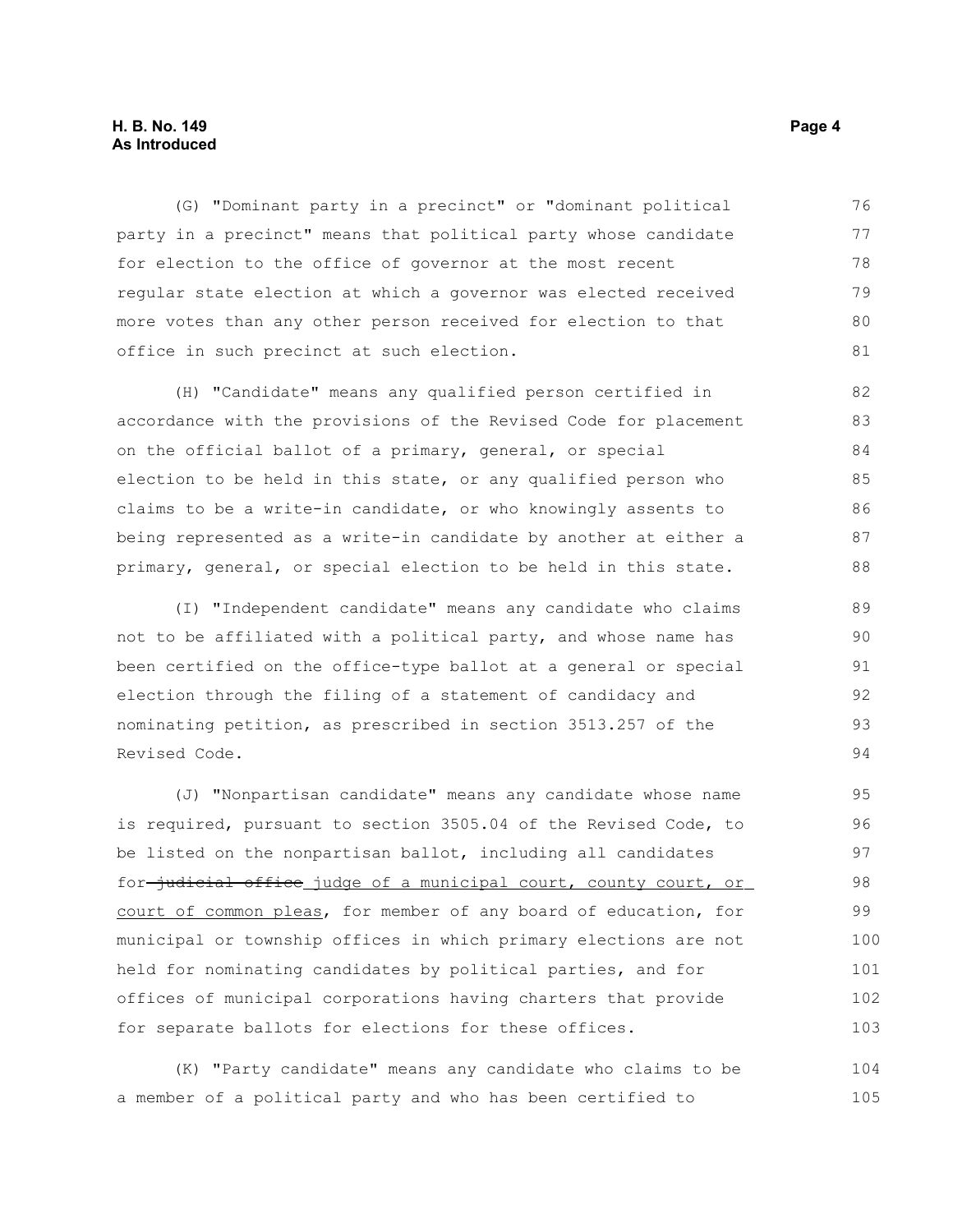(G) "Dominant party in a precinct" or "dominant political party in a precinct" means that political party whose candidate for election to the office of governor at the most recent regular state election at which a governor was elected received more votes than any other person received for election to that office in such precinct at such election.

(H) "Candidate" means any qualified person certified in accordance with the provisions of the Revised Code for placement on the official ballot of a primary, general, or special election to be held in this state, or any qualified person who claims to be a write-in candidate, or who knowingly assents to being represented as a write-in candidate by another at either a primary, general, or special election to be held in this state.

(I) "Independent candidate" means any candidate who claims not to be affiliated with a political party, and whose name has been certified on the office-type ballot at a general or special election through the filing of a statement of candidacy and nominating petition, as prescribed in section 3513.257 of the Revised Code.

(J) "Nonpartisan candidate" means any candidate whose name is required, pursuant to section 3505.04 of the Revised Code, to be listed on the nonpartisan ballot, including all candidates for ~~judicial office~~ <u>judge of a municipal court, county court, or court of common pleas</u>, for member of any board of education, for municipal or township offices in which primary elections are not held for nominating candidates by political parties, and for offices of municipal corporations having charters that provide for separate ballots for elections for these offices.

(K) "Party candidate" means any candidate who claims to be a member of a political party and who has been certified to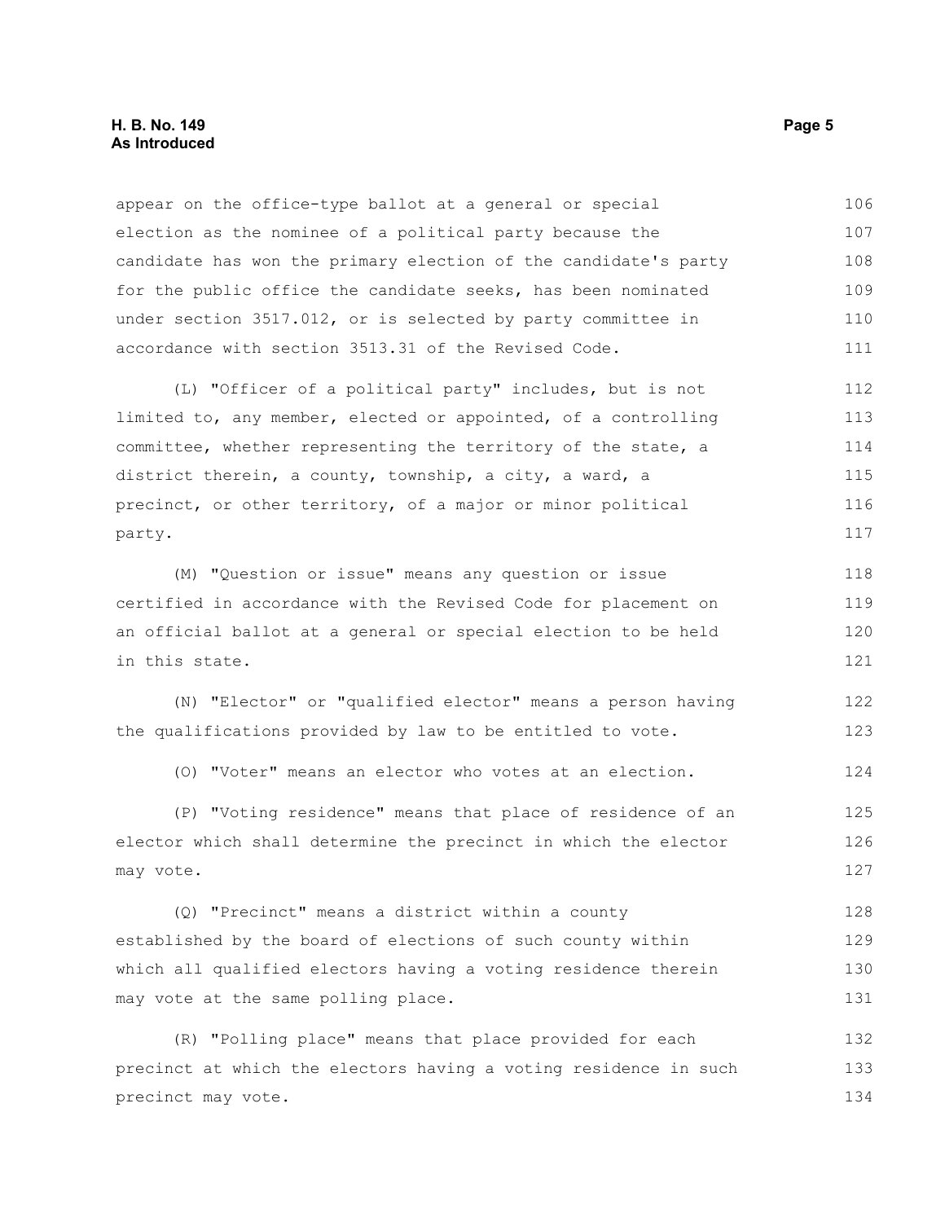appear on the office-type ballot at a general or special election as the nominee of a political party because the candidate has won the primary election of the candidate's party for the public office the candidate seeks, has been nominated under section 3517.012, or is selected by party committee in accordance with section 3513.31 of the Revised Code.

(L) "Officer of a political party" includes, but is not limited to, any member, elected or appointed, of a controlling committee, whether representing the territory of the state, a district therein, a county, township, a city, a ward, a precinct, or other territory, of a major or minor political party.

(M) "Question or issue" means any question or issue certified in accordance with the Revised Code for placement on an official ballot at a general or special election to be held in this state.

(N) "Elector" or "qualified elector" means a person having the qualifications provided by law to be entitled to vote.

(O) "Voter" means an elector who votes at an election.

(P) "Voting residence" means that place of residence of an elector which shall determine the precinct in which the elector may vote.

(Q) "Precinct" means a district within a county established by the board of elections of such county within which all qualified electors having a voting residence therein may vote at the same polling place.

(R) "Polling place" means that place provided for each precinct at which the electors having a voting residence in such precinct may vote.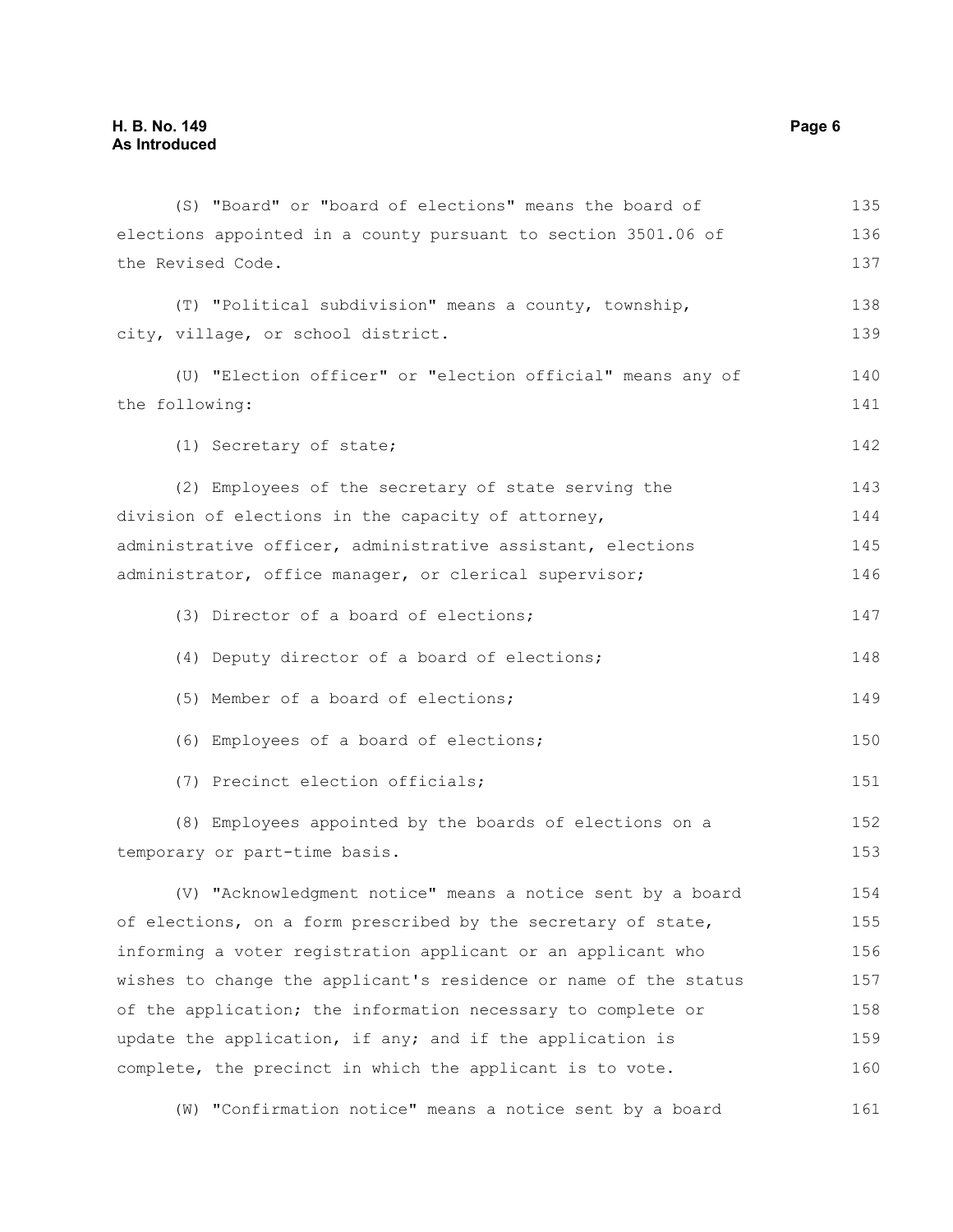(S) "Board" or "board of elections" means the board of elections appointed in a county pursuant to section 3501.06 of the Revised Code.

(T) "Political subdivision" means a county, township, city, village, or school district.

(U) "Election officer" or "election official" means any of the following:

(1) Secretary of state;

(2) Employees of the secretary of state serving the division of elections in the capacity of attorney, administrative officer, administrative assistant, elections administrator, office manager, or clerical supervisor;

(3) Director of a board of elections;

(4) Deputy director of a board of elections;

(5) Member of a board of elections;

(6) Employees of a board of elections;

(7) Precinct election officials;

(8) Employees appointed by the boards of elections on a temporary or part-time basis.

(V) "Acknowledgment notice" means a notice sent by a board of elections, on a form prescribed by the secretary of state, informing a voter registration applicant or an applicant who wishes to change the applicant's residence or name of the status of the application; the information necessary to complete or update the application, if any; and if the application is complete, the precinct in which the applicant is to vote.

(W) "Confirmation notice" means a notice sent by a board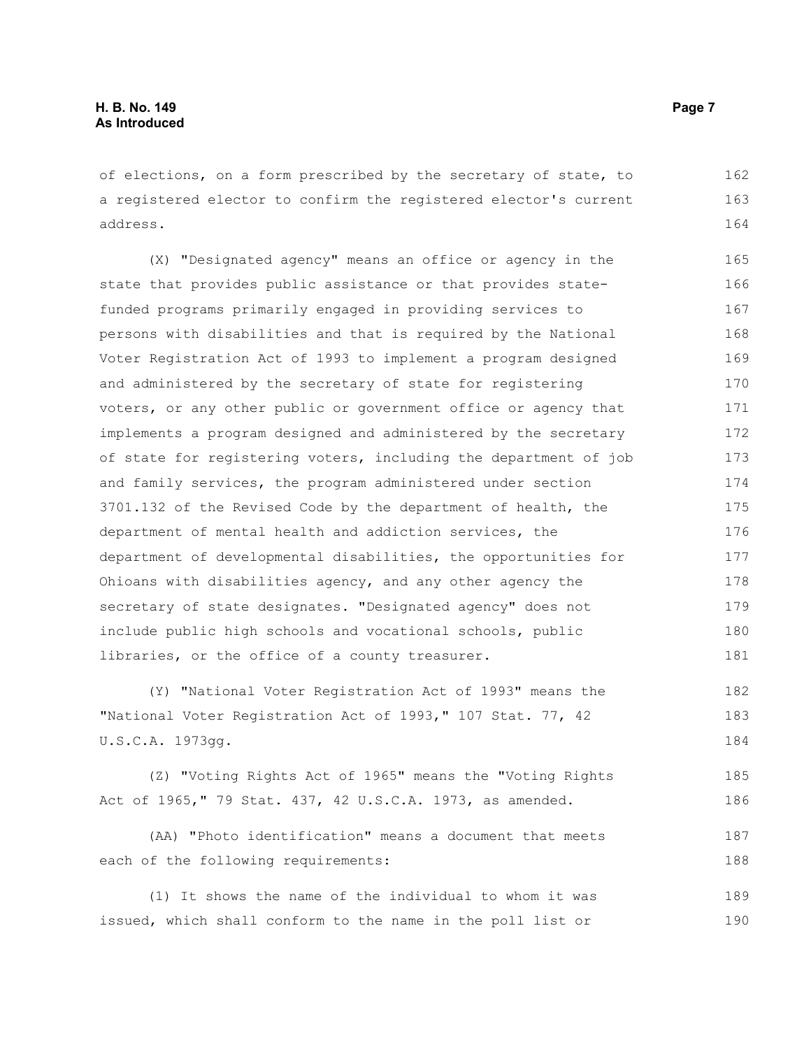of elections, on a form prescribed by the secretary of state, to a registered elector to confirm the registered elector's current address.

(X) "Designated agency" means an office or agency in the state that provides public assistance or that provides state-funded programs primarily engaged in providing services to persons with disabilities and that is required by the National Voter Registration Act of 1993 to implement a program designed and administered by the secretary of state for registering voters, or any other public or government office or agency that implements a program designed and administered by the secretary of state for registering voters, including the department of job and family services, the program administered under section 3701.132 of the Revised Code by the department of health, the department of mental health and addiction services, the department of developmental disabilities, the opportunities for Ohioans with disabilities agency, and any other agency the secretary of state designates. "Designated agency" does not include public high schools and vocational schools, public libraries, or the office of a county treasurer.

(Y) "National Voter Registration Act of 1993" means the "National Voter Registration Act of 1993," 107 Stat. 77, 42 U.S.C.A. 1973gg.

(Z) "Voting Rights Act of 1965" means the "Voting Rights Act of 1965," 79 Stat. 437, 42 U.S.C.A. 1973, as amended.

(AA) "Photo identification" means a document that meets each of the following requirements:

(1) It shows the name of the individual to whom it was issued, which shall conform to the name in the poll list or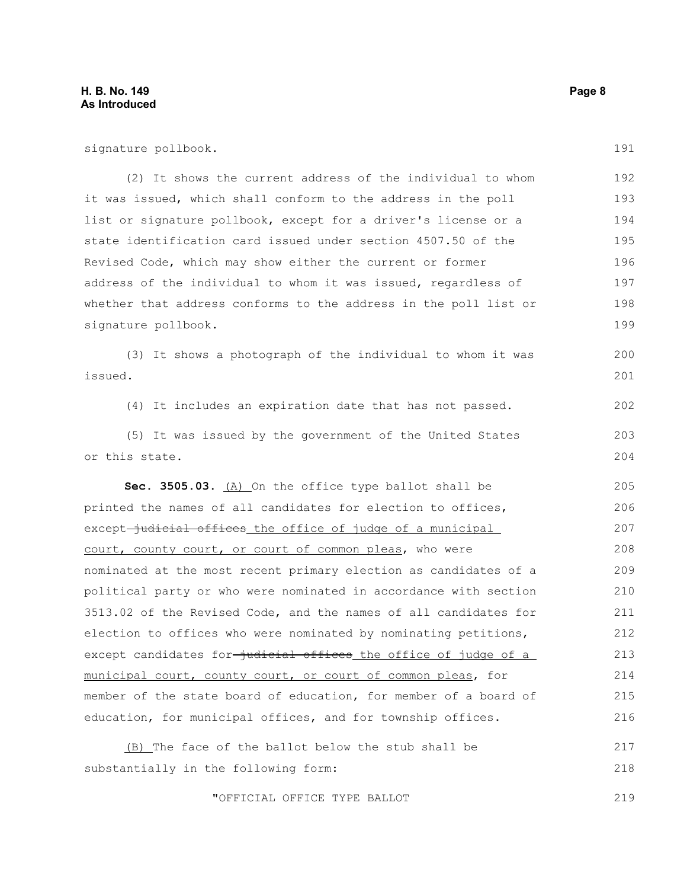signature pollbook.

(2) It shows the current address of the individual to whom it was issued, which shall conform to the address in the poll list or signature pollbook, except for a driver's license or a state identification card issued under section 4507.50 of the Revised Code, which may show either the current or former address of the individual to whom it was issued, regardless of whether that address conforms to the address in the poll list or signature pollbook.

(3) It shows a photograph of the individual to whom it was issued.

(4) It includes an expiration date that has not passed.

(5) It was issued by the government of the United States or this state.

**Sec. 3505.03.** <u>(A)</u> On the office type ballot shall be printed the names of all candidates for election to offices, except ~~judicial offices~~ <u>the office of judge of a municipal court, county court, or court of common pleas</u>, who were nominated at the most recent primary election as candidates of a political party or who were nominated in accordance with section 3513.02 of the Revised Code, and the names of all candidates for election to offices who were nominated by nominating petitions, except candidates for ~~judicial offices~~ <u>the office of judge of a municipal court, county court, or court of common pleas</u>, for member of the state board of education, for member of a board of education, for municipal offices, and for township offices.

<u>(B)</u> The face of the ballot below the stub shall be substantially in the following form:

"OFFICIAL OFFICE TYPE BALLOT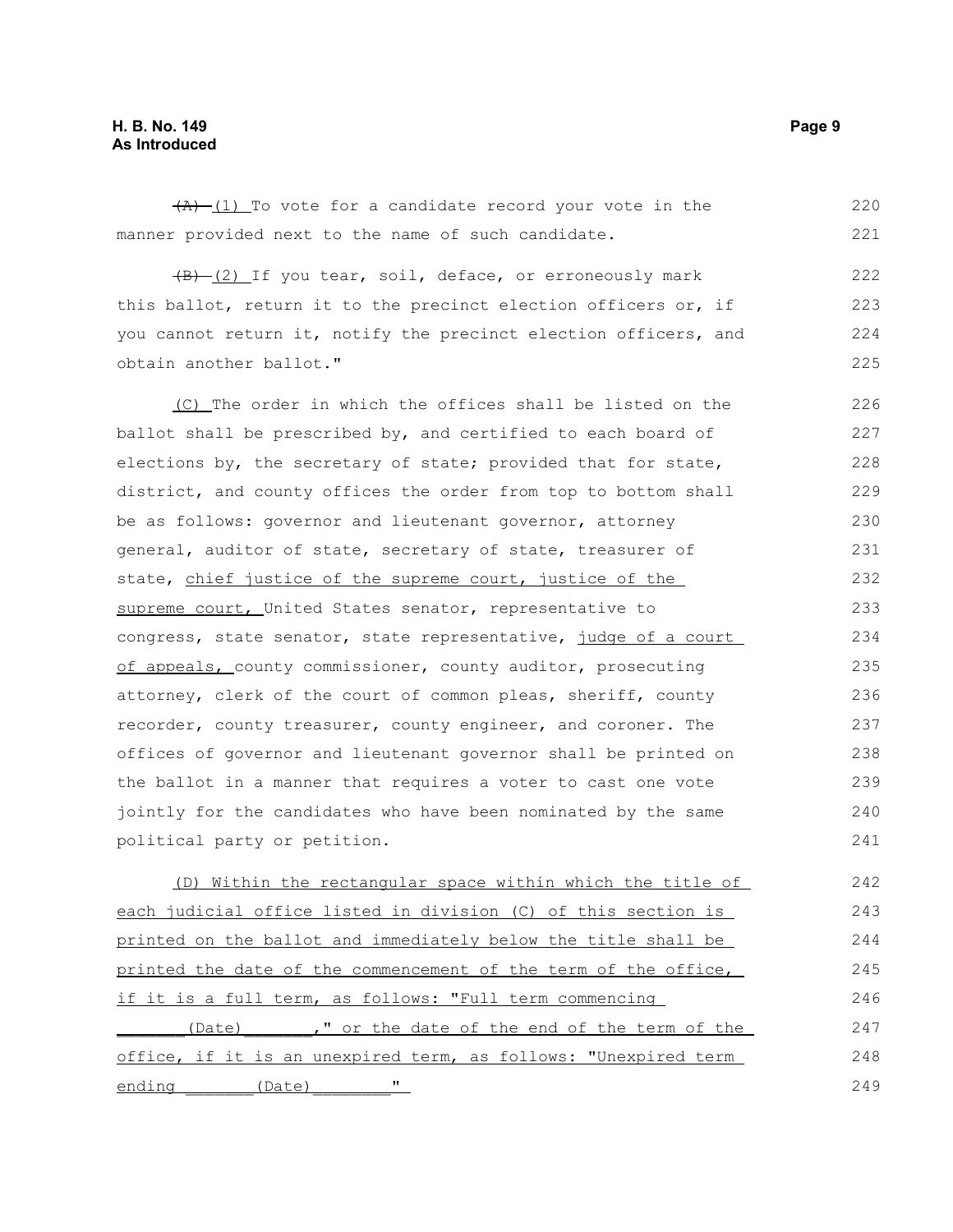~~(A)~~ (1) To vote for a candidate record your vote in the manner provided next to the name of such candidate.

~~(B)~~ (2) If you tear, soil, deface, or erroneously mark this ballot, return it to the precinct election officers or, if you cannot return it, notify the precinct election officers, and obtain another ballot."

(C) The order in which the offices shall be listed on the ballot shall be prescribed by, and certified to each board of elections by, the secretary of state; provided that for state, district, and county offices the order from top to bottom shall be as follows: governor and lieutenant governor, attorney general, auditor of state, secretary of state, treasurer of state, chief justice of the supreme court, justice of the supreme court, United States senator, representative to congress, state senator, state representative, judge of a court of appeals, county commissioner, county auditor, prosecuting attorney, clerk of the court of common pleas, sheriff, county recorder, county treasurer, county engineer, and coroner. The offices of governor and lieutenant governor shall be printed on the ballot in a manner that requires a voter to cast one vote jointly for the candidates who have been nominated by the same political party or petition.

(D) Within the rectangular space within which the title of each judicial office listed in division (C) of this section is printed on the ballot and immediately below the title shall be printed the date of the commencement of the term of the office, if it is a full term, as follows: "Full term commencing _______(Date)_______," or the date of the end of the term of the office, if it is an unexpired term, as follows: "Unexpired term ending _______(Date)________"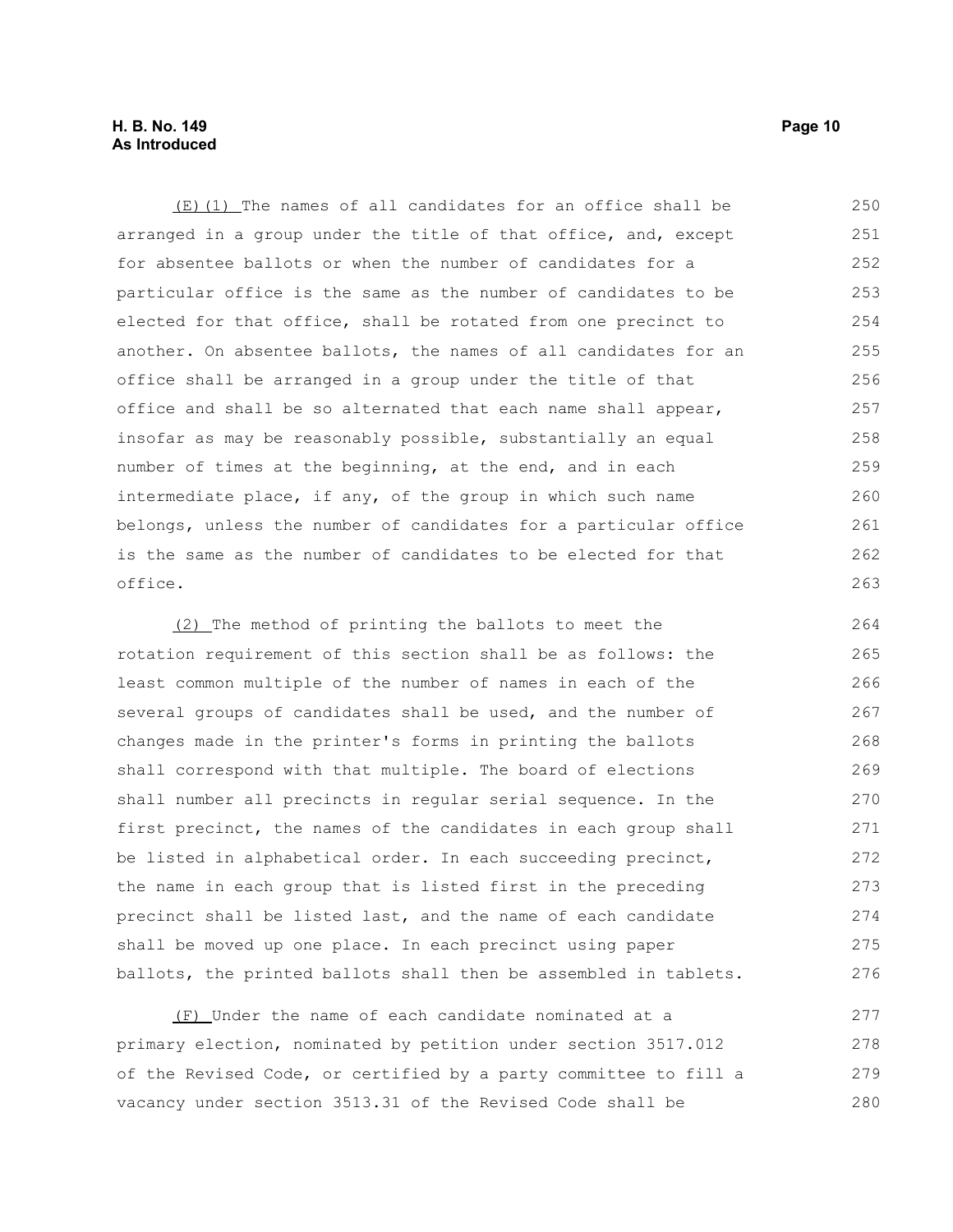(E)(1) The names of all candidates for an office shall be arranged in a group under the title of that office, and, except for absentee ballots or when the number of candidates for a particular office is the same as the number of candidates to be elected for that office, shall be rotated from one precinct to another. On absentee ballots, the names of all candidates for an office shall be arranged in a group under the title of that office and shall be so alternated that each name shall appear, insofar as may be reasonably possible, substantially an equal number of times at the beginning, at the end, and in each intermediate place, if any, of the group in which such name belongs, unless the number of candidates for a particular office is the same as the number of candidates to be elected for that office.

(2) The method of printing the ballots to meet the rotation requirement of this section shall be as follows: the least common multiple of the number of names in each of the several groups of candidates shall be used, and the number of changes made in the printer's forms in printing the ballots shall correspond with that multiple. The board of elections shall number all precincts in regular serial sequence. In the first precinct, the names of the candidates in each group shall be listed in alphabetical order. In each succeeding precinct, the name in each group that is listed first in the preceding precinct shall be listed last, and the name of each candidate shall be moved up one place. In each precinct using paper ballots, the printed ballots shall then be assembled in tablets.

(F) Under the name of each candidate nominated at a primary election, nominated by petition under section 3517.012 of the Revised Code, or certified by a party committee to fill a vacancy under section 3513.31 of the Revised Code shall be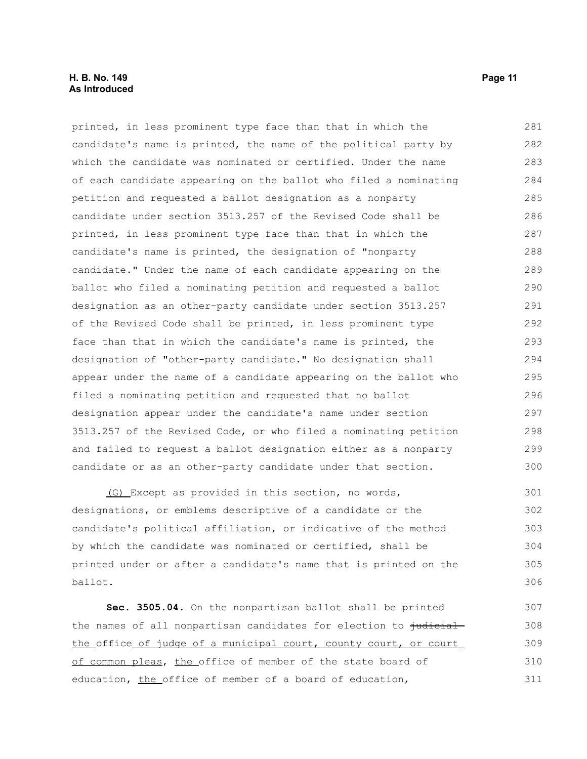printed, in less prominent type face than that in which the candidate's name is printed, the name of the political party by which the candidate was nominated or certified. Under the name of each candidate appearing on the ballot who filed a nominating petition and requested a ballot designation as a nonparty candidate under section 3513.257 of the Revised Code shall be printed, in less prominent type face than that in which the candidate's name is printed, the designation of "nonparty candidate." Under the name of each candidate appearing on the ballot who filed a nominating petition and requested a ballot designation as an other-party candidate under section 3513.257 of the Revised Code shall be printed, in less prominent type face than that in which the candidate's name is printed, the designation of "other-party candidate." No designation shall appear under the name of a candidate appearing on the ballot who filed a nominating petition and requested that no ballot designation appear under the candidate's name under section 3513.257 of the Revised Code, or who filed a nominating petition and failed to request a ballot designation either as a nonparty candidate or as an other-party candidate under that section.

(G) Except as provided in this section, no words, designations, or emblems descriptive of a candidate or the candidate's political affiliation, or indicative of the method by which the candidate was nominated or certified, shall be printed under or after a candidate's name that is printed on the ballot.

**Sec. 3505.04.** On the nonpartisan ballot shall be printed the names of all nonpartisan candidates for election to ~~judicial~~ the office of judge of a municipal court, county court, or court of common pleas, the office of member of the state board of education, the office of member of a board of education,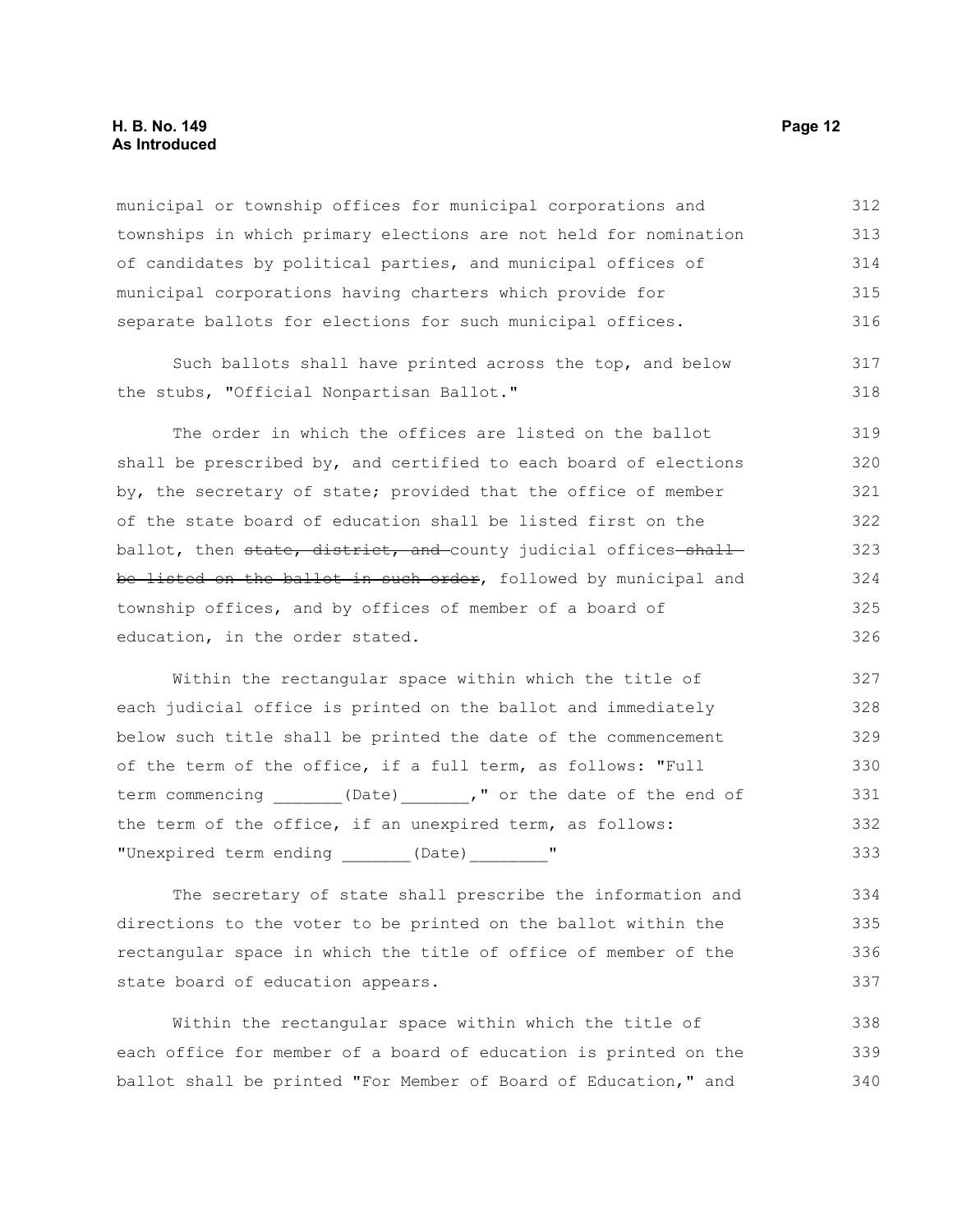municipal or township offices for municipal corporations and townships in which primary elections are not held for nomination of candidates by political parties, and municipal offices of municipal corporations having charters which provide for separate ballots for elections for such municipal offices.

Such ballots shall have printed across the top, and below the stubs, "Official Nonpartisan Ballot."

The order in which the offices are listed on the ballot shall be prescribed by, and certified to each board of elections by, the secretary of state; provided that the office of member of the state board of education shall be listed first on the ballot, then ~~state, district, and~~ county judicial offices ~~shall be listed on the ballot in such order~~, followed by municipal and township offices, and by offices of member of a board of education, in the order stated.

Within the rectangular space within which the title of each judicial office is printed on the ballot and immediately below such title shall be printed the date of the commencement of the term of the office, if a full term, as follows: "Full term commencing _______(Date)_______," or the date of the end of the term of the office, if an unexpired term, as follows: "Unexpired term ending _______(Date)________"

The secretary of state shall prescribe the information and directions to the voter to be printed on the ballot within the rectangular space in which the title of office of member of the state board of education appears.

Within the rectangular space within which the title of each office for member of a board of education is printed on the ballot shall be printed "For Member of Board of Education," and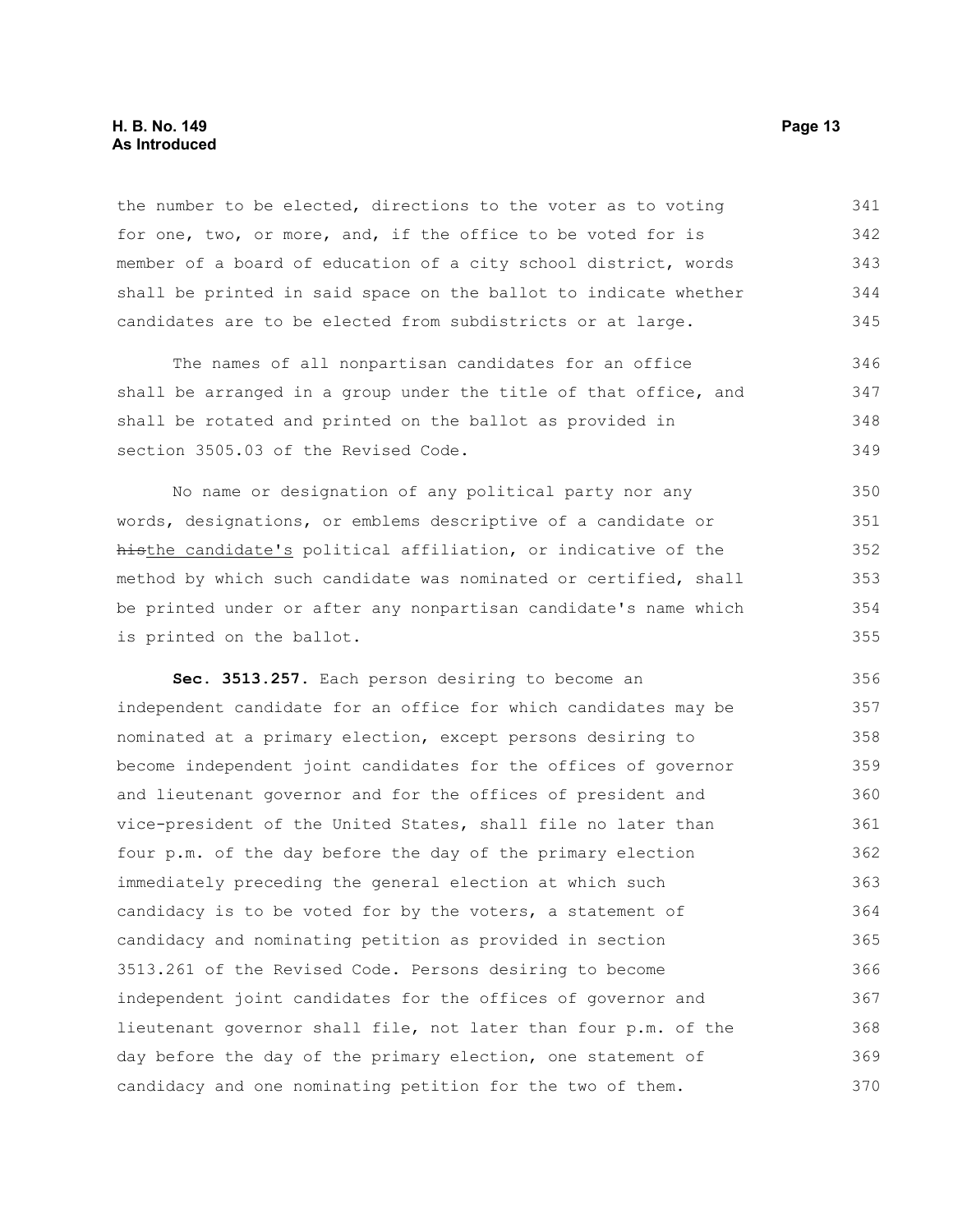the number to be elected, directions to the voter as to voting for one, two, or more, and, if the office to be voted for is member of a board of education of a city school district, words shall be printed in said space on the ballot to indicate whether candidates are to be elected from subdistricts or at large.

The names of all nonpartisan candidates for an office shall be arranged in a group under the title of that office, and shall be rotated and printed on the ballot as provided in section 3505.03 of the Revised Code.

No name or designation of any political party nor any words, designations, or emblems descriptive of a candidate or ~~his~~the candidate's political affiliation, or indicative of the method by which such candidate was nominated or certified, shall be printed under or after any nonpartisan candidate's name which is printed on the ballot.

**Sec. 3513.257.** Each person desiring to become an independent candidate for an office for which candidates may be nominated at a primary election, except persons desiring to become independent joint candidates for the offices of governor and lieutenant governor and for the offices of president and vice-president of the United States, shall file no later than four p.m. of the day before the day of the primary election immediately preceding the general election at which such candidacy is to be voted for by the voters, a statement of candidacy and nominating petition as provided in section 3513.261 of the Revised Code. Persons desiring to become independent joint candidates for the offices of governor and lieutenant governor shall file, not later than four p.m. of the day before the day of the primary election, one statement of candidacy and one nominating petition for the two of them.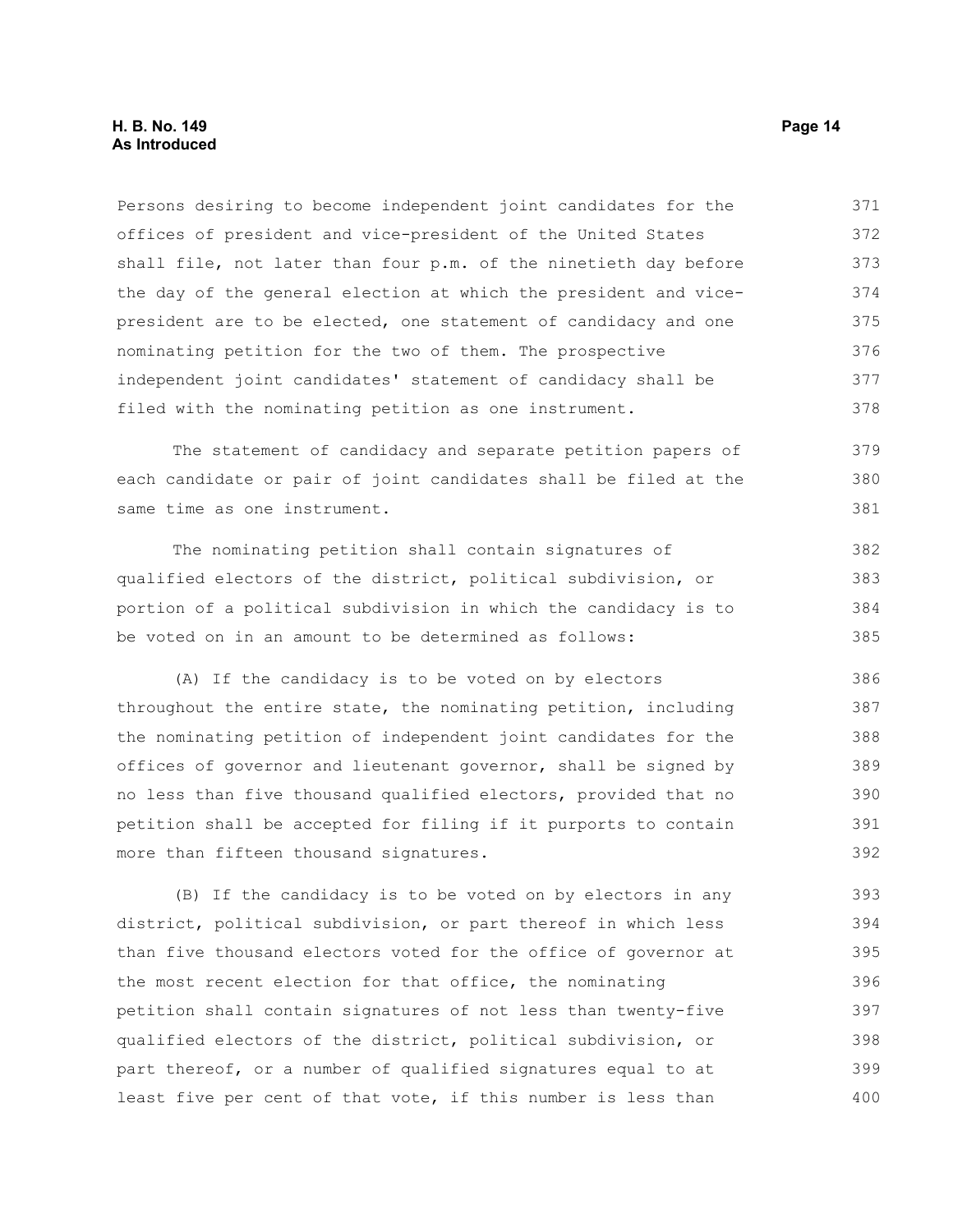Persons desiring to become independent joint candidates for the offices of president and vice-president of the United States shall file, not later than four p.m. of the ninetieth day before the day of the general election at which the president and vice-president are to be elected, one statement of candidacy and one nominating petition for the two of them. The prospective independent joint candidates' statement of candidacy shall be filed with the nominating petition as one instrument.

The statement of candidacy and separate petition papers of each candidate or pair of joint candidates shall be filed at the same time as one instrument.

The nominating petition shall contain signatures of qualified electors of the district, political subdivision, or portion of a political subdivision in which the candidacy is to be voted on in an amount to be determined as follows:

(A) If the candidacy is to be voted on by electors throughout the entire state, the nominating petition, including the nominating petition of independent joint candidates for the offices of governor and lieutenant governor, shall be signed by no less than five thousand qualified electors, provided that no petition shall be accepted for filing if it purports to contain more than fifteen thousand signatures.

(B) If the candidacy is to be voted on by electors in any district, political subdivision, or part thereof in which less than five thousand electors voted for the office of governor at the most recent election for that office, the nominating petition shall contain signatures of not less than twenty-five qualified electors of the district, political subdivision, or part thereof, or a number of qualified signatures equal to at least five per cent of that vote, if this number is less than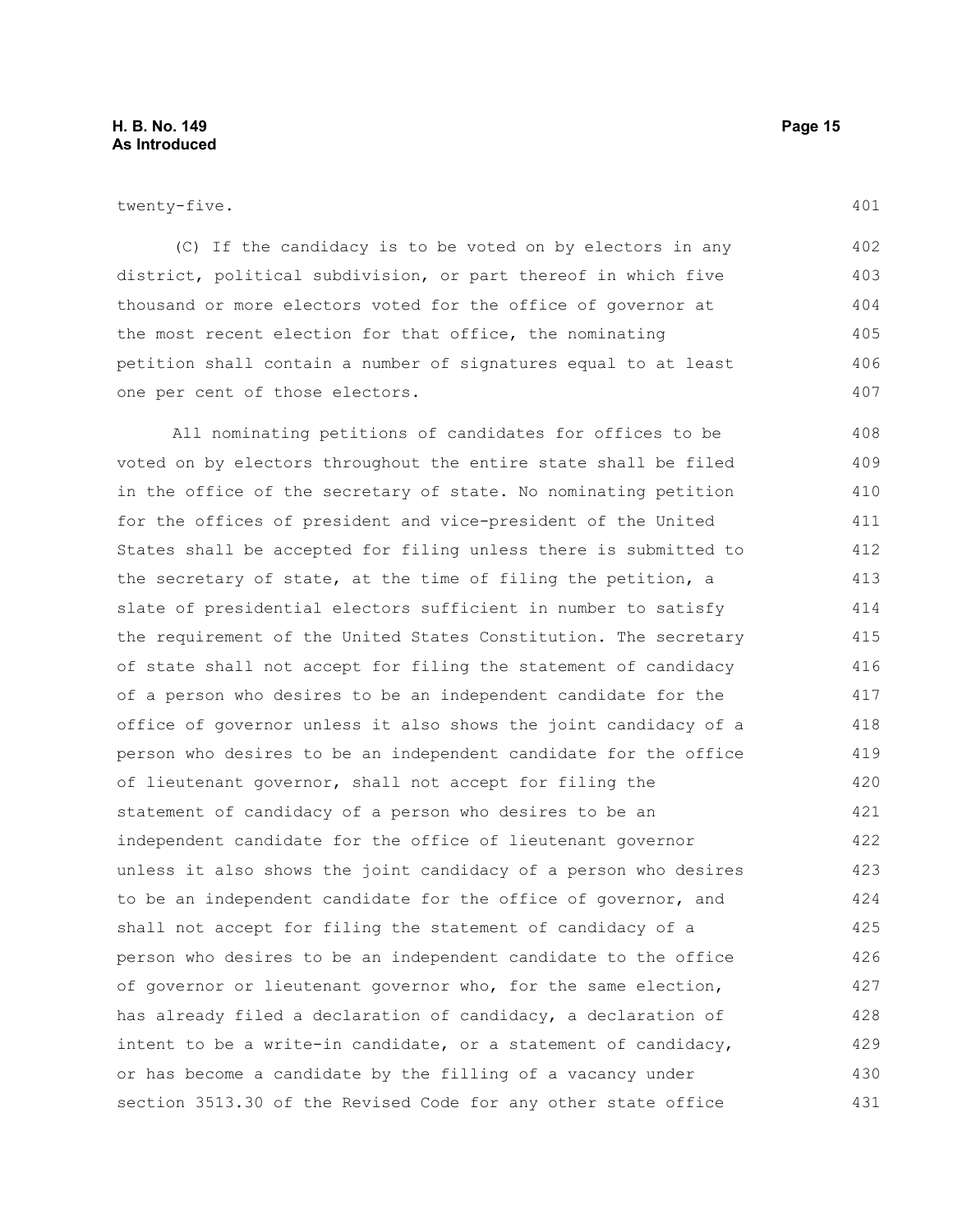twenty-five.

(C) If the candidacy is to be voted on by electors in any district, political subdivision, or part thereof in which five thousand or more electors voted for the office of governor at the most recent election for that office, the nominating petition shall contain a number of signatures equal to at least one per cent of those electors.

All nominating petitions of candidates for offices to be voted on by electors throughout the entire state shall be filed in the office of the secretary of state. No nominating petition for the offices of president and vice-president of the United States shall be accepted for filing unless there is submitted to the secretary of state, at the time of filing the petition, a slate of presidential electors sufficient in number to satisfy the requirement of the United States Constitution. The secretary of state shall not accept for filing the statement of candidacy of a person who desires to be an independent candidate for the office of governor unless it also shows the joint candidacy of a person who desires to be an independent candidate for the office of lieutenant governor, shall not accept for filing the statement of candidacy of a person who desires to be an independent candidate for the office of lieutenant governor unless it also shows the joint candidacy of a person who desires to be an independent candidate for the office of governor, and shall not accept for filing the statement of candidacy of a person who desires to be an independent candidate to the office of governor or lieutenant governor who, for the same election, has already filed a declaration of candidacy, a declaration of intent to be a write-in candidate, or a statement of candidacy, or has become a candidate by the filling of a vacancy under section 3513.30 of the Revised Code for any other state office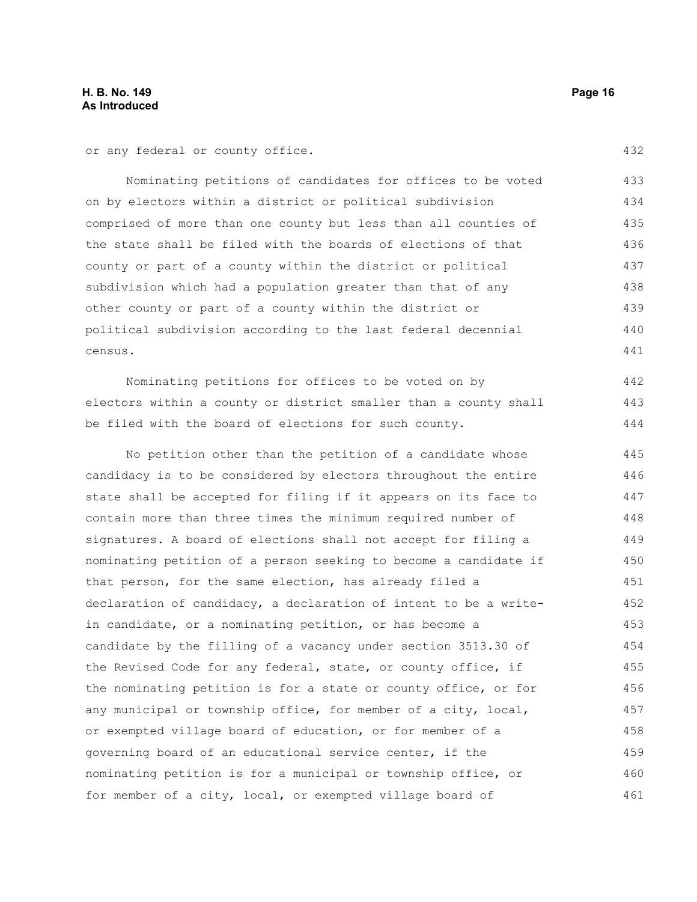or any federal or county office.

Nominating petitions of candidates for offices to be voted on by electors within a district or political subdivision comprised of more than one county but less than all counties of the state shall be filed with the boards of elections of that county or part of a county within the district or political subdivision which had a population greater than that of any other county or part of a county within the district or political subdivision according to the last federal decennial census.

Nominating petitions for offices to be voted on by electors within a county or district smaller than a county shall be filed with the board of elections for such county.

No petition other than the petition of a candidate whose candidacy is to be considered by electors throughout the entire state shall be accepted for filing if it appears on its face to contain more than three times the minimum required number of signatures. A board of elections shall not accept for filing a nominating petition of a person seeking to become a candidate if that person, for the same election, has already filed a declaration of candidacy, a declaration of intent to be a write-in candidate, or a nominating petition, or has become a candidate by the filling of a vacancy under section 3513.30 of the Revised Code for any federal, state, or county office, if the nominating petition is for a state or county office, or for any municipal or township office, for member of a city, local, or exempted village board of education, or for member of a governing board of an educational service center, if the nominating petition is for a municipal or township office, or for member of a city, local, or exempted village board of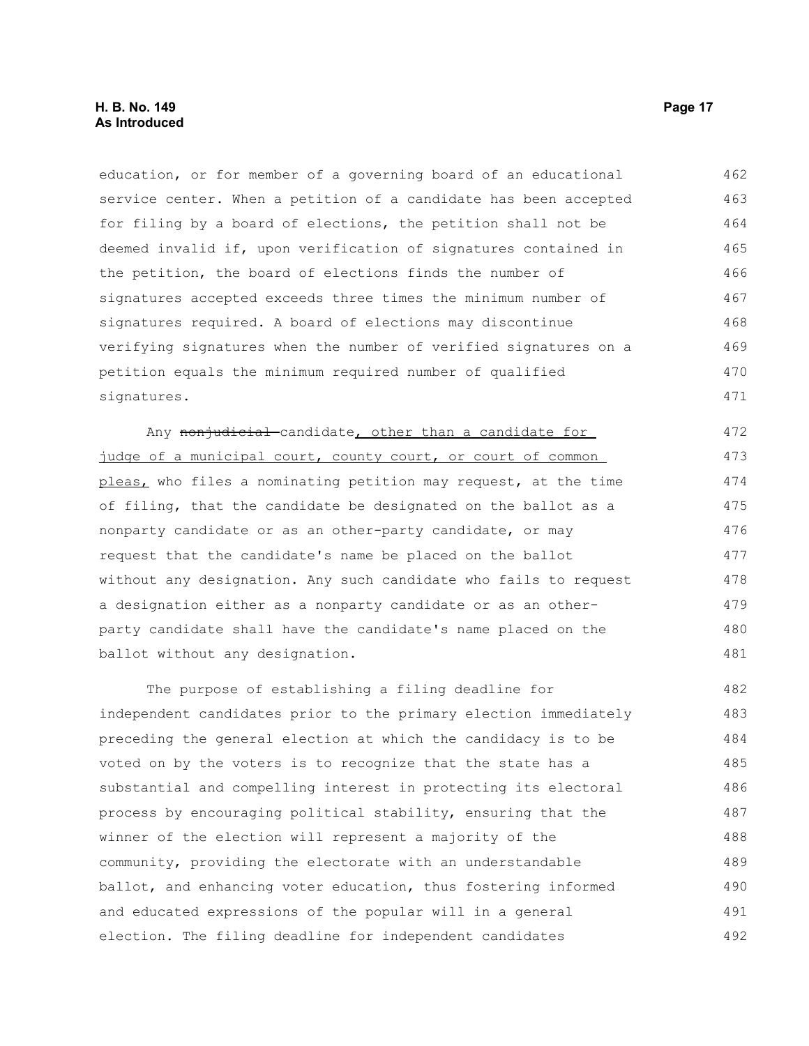education, or for member of a governing board of an educational service center. When a petition of a candidate has been accepted for filing by a board of elections, the petition shall not be deemed invalid if, upon verification of signatures contained in the petition, the board of elections finds the number of signatures accepted exceeds three times the minimum number of signatures required. A board of elections may discontinue verifying signatures when the number of verified signatures on a petition equals the minimum required number of qualified signatures.

Any ~~nonjudicial~~ candidate, other than a candidate for judge of a municipal court, county court, or court of common pleas, who files a nominating petition may request, at the time of filing, that the candidate be designated on the ballot as a nonparty candidate or as an other-party candidate, or may request that the candidate's name be placed on the ballot without any designation. Any such candidate who fails to request a designation either as a nonparty candidate or as an other-party candidate shall have the candidate's name placed on the ballot without any designation.

The purpose of establishing a filing deadline for independent candidates prior to the primary election immediately preceding the general election at which the candidacy is to be voted on by the voters is to recognize that the state has a substantial and compelling interest in protecting its electoral process by encouraging political stability, ensuring that the winner of the election will represent a majority of the community, providing the electorate with an understandable ballot, and enhancing voter education, thus fostering informed and educated expressions of the popular will in a general election. The filing deadline for independent candidates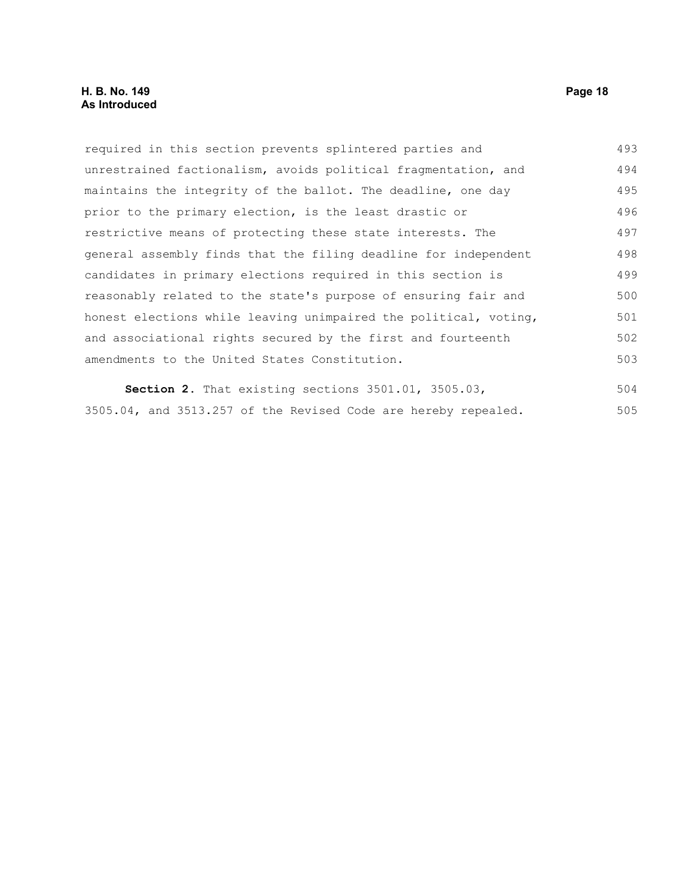required in this section prevents splintered parties and unrestrained factionalism, avoids political fragmentation, and maintains the integrity of the ballot. The deadline, one day prior to the primary election, is the least drastic or restrictive means of protecting these state interests. The general assembly finds that the filing deadline for independent candidates in primary elections required in this section is reasonably related to the state's purpose of ensuring fair and honest elections while leaving unimpaired the political, voting, and associational rights secured by the first and fourteenth amendments to the United States Constitution.

**Section 2.** That existing sections 3501.01, 3505.03, 3505.04, and 3513.257 of the Revised Code are hereby repealed.